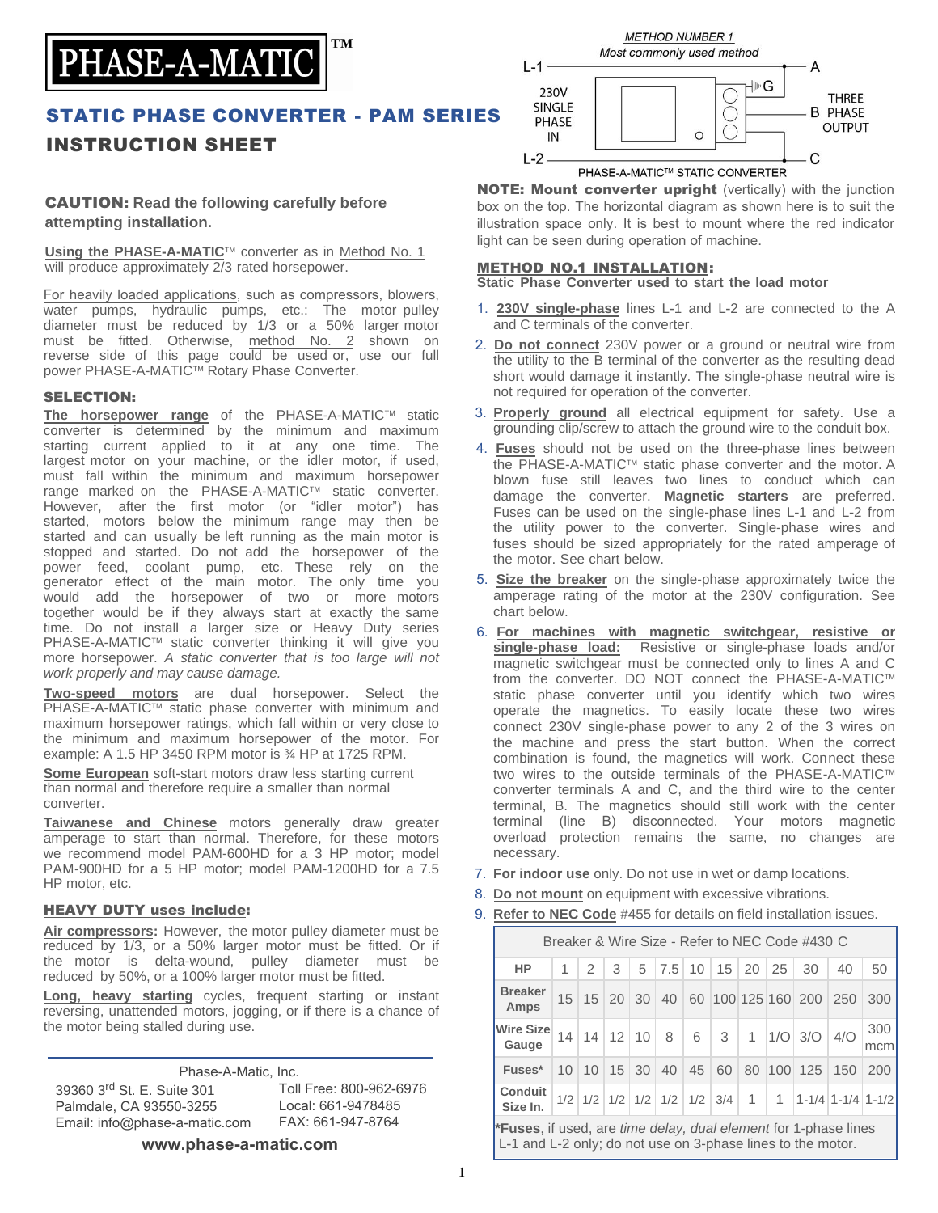# PHASE-A-MATIC™

## STATIC PHASE CONVERTER - PAM SERIES

## INSTRUCTION SHEET

**CAUTION: Read the following carefully before attempting installation.**

Using the PHASE-A-MATIC™ converter as in Method No. 1 will produce approximately 2/3 rated horsepower.

For heavily loaded applications, such as compressors, blowers, water pumps, hydraulic pumps, etc.: The motor pulley diameter must be reduced by 1/3 or a 50% larger motor must be fitted. Otherwise, method No. 2 shown on reverse side of this page could be used or, use our full power PHASE-A-MATIC™ Rotary Phase Converter.

### SELECTION:

**The horsepower range** of the PHASE-A-MATIC™ static converter is determined by the minimum and maximum starting current applied to it at any one time. The largest motor on your machine, or the idler motor, if used, must fall within the minimum and maximum horsepower range marked on the PHASE-A-MATIC™ static converter. However, after the first motor (or "idler motor") has started, motors below the minimum range may then be started and can usually be left running as the main motor is stopped and started. Do not add the horsepower of the power feed, coolant pump, etc. These rely on the generator effect of the main motor. The only time you would add the horsepower of two or more motors together would be if they always start at exactly the same time. Do not install a larger size or Heavy Duty series PHASE-A-MATIC™ static converter thinking it will give you more horsepower. *A static converter that is too large will not work properly and may cause damage.*

**Two-speed motors** are dual horsepower. Select the PHASE-A-MATIC™ static phase converter with minimum and maximum horsepower ratings, which fall within or very close to the minimum and maximum horsepower of the motor. For example: A 1.5 HP 3450 RPM motor is ¾ HP at 1725 RPM.

**Some European** soft-start motors draw less starting current than normal and therefore require a smaller than normal converter.

**Taiwanese and Chinese** motors generally draw greater amperage to start than normal. Therefore, for these motors we recommend model PAM-600HD for a 3 HP motor; model PAM-900HD for a 5 HP motor; model PAM-1200HD for a 7.5 HP motor, etc.

### HEAVY DUTY uses include:

**Air compressors:** However, the motor pulley diameter must be reduced by 1/3, or a 50% larger motor must be fitted. Or if the motor is delta-wound, pulley diameter must be reduced by 50%, or a 100% larger motor must be fitted.

**Long, heavy starting** cycles, frequent starting or instant reversing, unattended motors, jogging, or if there is a chance of the motor being stalled during use.

Phase-A-Matic, Inc.
39360 3rd St. E. Suite 301
Palmdale, CA 93550-3255
Email: info@phase-a-matic.com
Toll Free: 800-962-6976
Local: 661-9478485
FAX: 661-947-8764

**www.phase-a-matic.com**

METHOD NUMBER 1
Most commonly used method

L-1 — A; 230V SINGLE PHASE IN; L-2 — C; G; B THREE PHASE OUTPUT
PHASE-A-MATIC™ STATIC CONVERTER

**NOTE: Mount converter upright** (vertically) with the junction box on the top. The horizontal diagram as shown here is to suit the illustration space only. It is best to mount where the red indicator light can be seen during operation of machine.

### METHOD NO.1 INSTALLATION:

**Static Phase Converter used to start the load motor**

1. **230V single-phase** lines L-1 and L-2 are connected to the A and C terminals of the converter.
2. **Do not connect** 230V power or a ground or neutral wire from the utility to the B terminal of the converter as the resulting dead short would damage it instantly. The single-phase neutral wire is not required for operation of the converter.
3. **Properly ground** all electrical equipment for safety. Use a grounding clip/screw to attach the ground wire to the conduit box.
4. **Fuses** should not be used on the three-phase lines between the PHASE-A-MATIC™ static phase converter and the motor. A blown fuse still leaves two lines to conduct which can damage the converter. **Magnetic starters** are preferred. Fuses can be used on the single-phase lines L-1 and L-2 from the utility power to the converter. Single-phase wires and fuses should be sized appropriately for the rated amperage of the motor. See chart below.
5. **Size the breaker** on the single-phase approximately twice the amperage rating of the motor at the 230V configuration. See chart below.
6. **For machines with magnetic switchgear, resistive or single-phase load:** Resistive or single-phase loads and/or magnetic switchgear must be connected only to lines A and C from the converter. DO NOT connect the PHASE-A-MATIC™ static phase converter until you identify which two wires operate the magnetics. To easily locate these two wires connect 230V single-phase power to any 2 of the 3 wires on the machine and press the start button. When the correct combination is found, the magnetics will work. Connect these two wires to the outside terminals of the PHASE-A-MATIC™ converter terminals A and C, and the third wire to the center terminal, B. The magnetics should still work with the center terminal (line B) disconnected. Your motors magnetic overload protection remains the same, no changes are necessary.
7. **For indoor use** only. Do not use in wet or damp locations.
8. **Do not mount** on equipment with excessive vibrations.
9. **Refer to NEC Code** #455 for details on field installation issues.

| Breaker & Wire Size - Refer to NEC Code #430 C | | | | | | | | | | | | |
|---|---|---|---|---|---|---|---|---|---|---|---|---|
| HP | 1 | 2 | 3 | 5 | 7.5 | 10 | 15 | 20 | 25 | 30 | 40 | 50 |
| Breaker Amps | 15 | 15 | 20 | 30 | 40 | 60 | 100 | 125 | 160 | 200 | 250 | 300 |
| Wire Size Gauge | 14 | 14 | 12 | 10 | 8 | 6 | 3 | 1 | 1/O | 3/O | 4/O | 300 mcm |
| Fuses* | 10 | 10 | 15 | 30 | 40 | 45 | 60 | 80 | 100 | 125 | 150 | 200 |
| Conduit Size In. | 1/2 | 1/2 | 1/2 | 1/2 | 1/2 | 1/2 | 3/4 | 1 | 1 | 1-1/4 | 1-1/4 | 1-1/2 |

***Fuses**, if used, are *time delay, dual element* for 1-phase lines L-1 and L-2 only; do not use on 3-phase lines to the motor.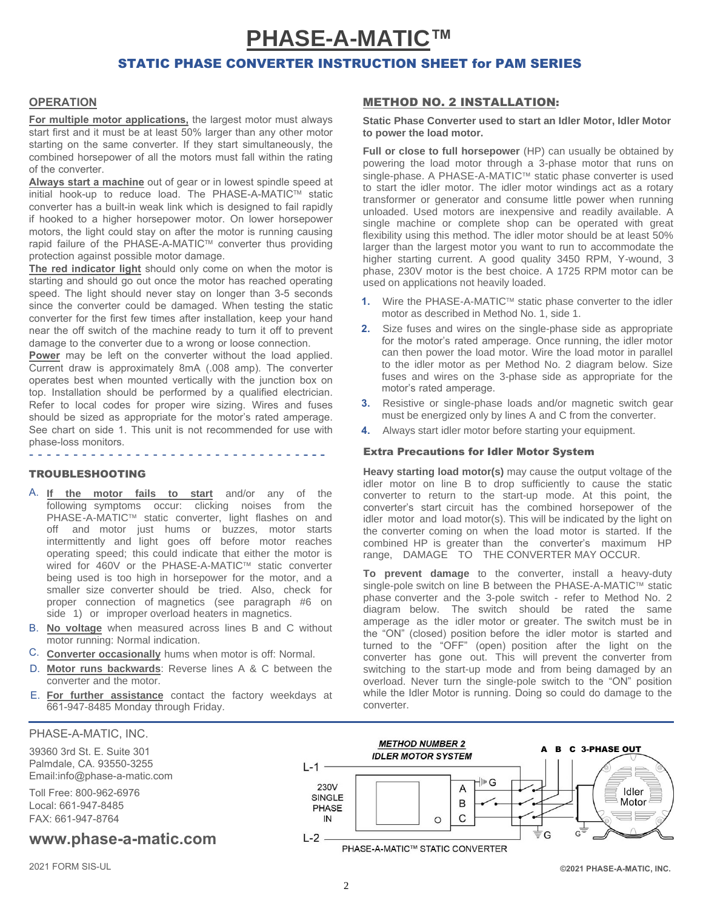# PHASE-A-MATIC™

## STATIC PHASE CONVERTER INSTRUCTION SHEET for PAM SERIES

### OPERATION

**For multiple motor applications,** the largest motor must always start first and it must be at least 50% larger than any other motor starting on the same converter. If they start simultaneously, the combined horsepower of all the motors must fall within the rating of the converter.

**Always start a machine** out of gear or in lowest spindle speed at initial hook-up to reduce load. The PHASE-A-MATIC™ static converter has a built-in weak link which is designed to fail rapidly if hooked to a higher horsepower motor. On lower horsepower motors, the light could stay on after the motor is running causing rapid failure of the PHASE-A-MATIC™ converter thus providing protection against possible motor damage.

**The red indicator light** should only come on when the motor is starting and should go out once the motor has reached operating speed. The light should never stay on longer than 3-5 seconds since the converter could be damaged. When testing the static converter for the first few times after installation, keep your hand near the off switch of the machine ready to turn it off to prevent damage to the converter due to a wrong or loose connection.

**Power** may be left on the converter without the load applied. Current draw is approximately 8mA (.008 amp). The converter operates best when mounted vertically with the junction box on top. Installation should be performed by a qualified electrician. Refer to local codes for proper wire sizing. Wires and fuses should be sized as appropriate for the motor's rated amperage. See chart on side 1. This unit is not recommended for use with phase-loss monitors.

### TROUBLESHOOTING

A. **If the motor fails to start** and/or any of the following symptoms occur: clicking noises from the PHASE-A-MATIC™ static converter, light flashes on and off and motor just hums or buzzes, motor starts intermittently and light goes off before motor reaches operating speed; this could indicate that either the motor is wired for 460V or the PHASE-A-MATIC™ static converter being used is too high in horsepower for the motor, and a smaller size converter should be tried. Also, check for proper connection of magnetics (see paragraph #6 on side 1) or improper overload heaters in magnetics.

B. **No voltage** when measured across lines B and C without motor running: Normal indication.

C. **Converter occasionally** hums when motor is off: Normal.

D. **Motor runs backwards**: Reverse lines A & C between the converter and the motor.

E. **For further assistance** contact the factory weekdays at 661-947-8485 Monday through Friday.

### METHOD NO. 2 INSTALLATION:

**Static Phase Converter used to start an Idler Motor, Idler Motor to power the load motor.**

**Full or close to full horsepower** (HP) can usually be obtained by powering the load motor through a 3-phase motor that runs on single-phase. A PHASE-A-MATIC™ static phase converter is used to start the idler motor. The idler motor windings act as a rotary transformer or generator and consume little power when running unloaded. Used motors are inexpensive and readily available. A single machine or complete shop can be operated with great flexibility using this method. The idler motor should be at least 50% larger than the largest motor you want to run to accommodate the higher starting current. A good quality 3450 RPM, Y-wound, 3 phase, 230V motor is the best choice. A 1725 RPM motor can be used on applications not heavily loaded.

1. Wire the PHASE-A-MATIC™ static phase converter to the idler motor as described in Method No. 1, side 1.
2. Size fuses and wires on the single-phase side as appropriate for the motor's rated amperage. Once running, the idler motor can then power the load motor. Wire the load motor in parallel to the idler motor as per Method No. 2 diagram below. Size fuses and wires on the 3-phase side as appropriate for the motor's rated amperage.
3. Resistive or single-phase loads and/or magnetic switch gear must be energized only by lines A and C from the converter.
4. Always start idler motor before starting your equipment.

#### Extra Precautions for Idler Motor System

**Heavy starting load motor(s)** may cause the output voltage of the idler motor on line B to drop sufficiently to cause the static converter to return to the start-up mode. At this point, the converter's start circuit has the combined horsepower of the idler motor and load motor(s). This will be indicated by the light on the converter coming on when the load motor is started. If the combined HP is greater than the converter's maximum HP range, DAMAGE TO THE CONVERTER MAY OCCUR.

**To prevent damage** to the converter, install a heavy-duty single-pole switch on line B between the PHASE-A-MATIC™ static phase converter and the 3-pole switch - refer to Method No. 2 diagram below. The switch should be rated the same amperage as the idler motor or greater. The switch must be in the "ON" (closed) position before the idler motor is started and turned to the "OFF" (open) position after the light on the converter has gone out. This will prevent the converter from switching to the start-up mode and from being damaged by an overload. Never turn the single-pole switch to the "ON" position while the Idler Motor is running. Doing so could do damage to the converter.

PHASE-A-MATIC, INC.

39360 3rd St. E. Suite 301
Palmdale, CA. 93550-3255
Email:info@phase-a-matic.com

Toll Free: 800-962-6976
Local: 661-947-8485
FAX: 661-947-8764

**www.phase-a-matic.com**

***METHOD NUMBER 2***
***IDLER MOTOR SYSTEM***

L-1
230V
SINGLE
PHASE
IN
L-2
A
B
C
G
A B C 3-PHASE OUT
Idler Motor
G
PHASE-A-MATIC™ STATIC CONVERTER

2021 FORM SIS-UL

©2021 PHASE-A-MATIC, INC.